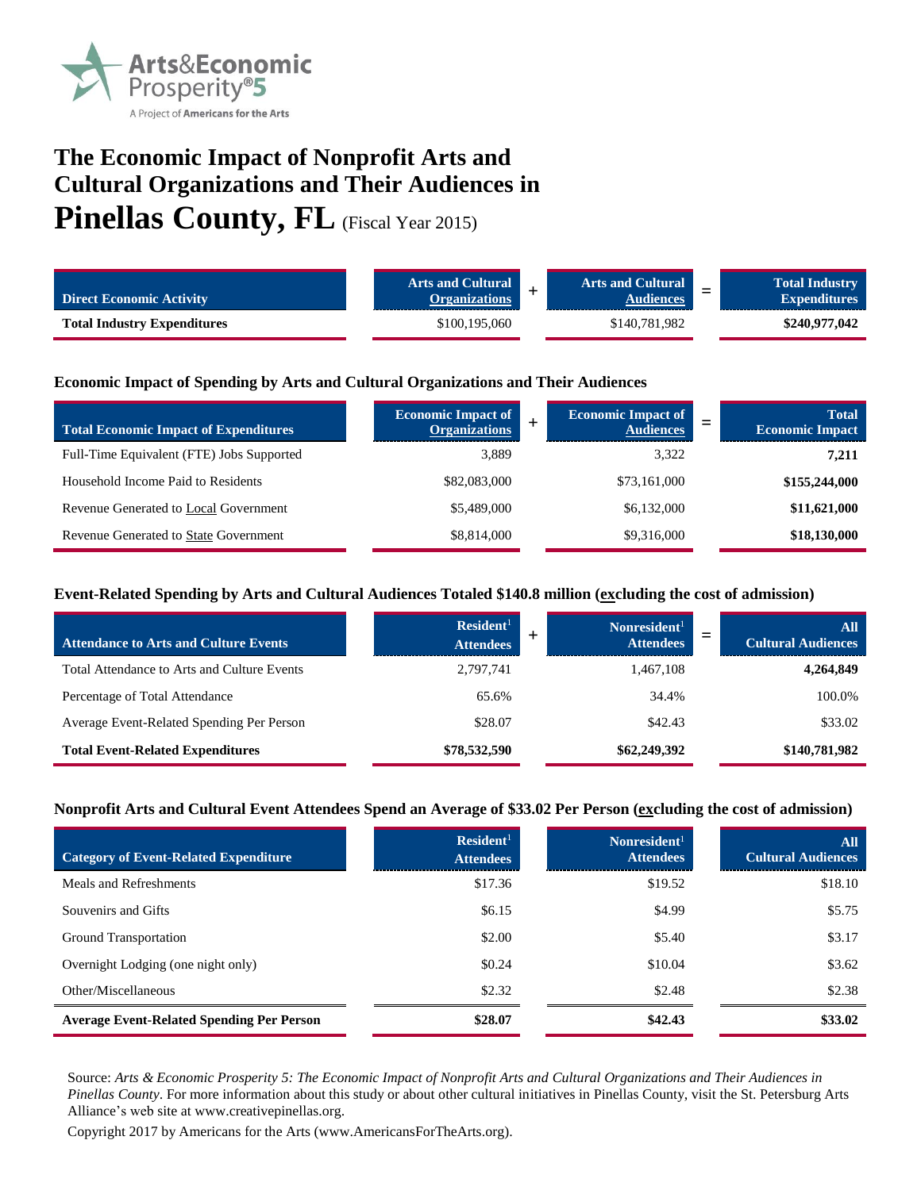Arts&Economic Prosperity®5

A Project of Americans for the Arts

# The Economic Impact of Nonprofit Arts and Cultural Organizations and Their Audiences in Pinellas County, FL (Fiscal Year 2015)

| Direct Economic Activity | Arts and Cultural Organizations | + | Arts and Cultural Audiences | = | Total Industry Expenditures |
|---|---|---|---|---|---|
| **Total Industry Expenditures** | $100,195,060 | | $140,781,982 | | **$240,977,042** |

## Economic Impact of Spending by Arts and Cultural Organizations and Their Audiences

| Total Economic Impact of Expenditures | Economic Impact of Organizations | + | Economic Impact of Audiences | = | Total Economic Impact |
|---|---|---|---|---|---|
| Full-Time Equivalent (FTE) Jobs Supported | 3,889 | | 3,322 | | **7,211** |
| Household Income Paid to Residents | $82,083,000 | | $73,161,000 | | **$155,244,000** |
| Revenue Generated to Local Government | $5,489,000 | | $6,132,000 | | **$11,621,000** |
| Revenue Generated to State Government | $8,814,000 | | $9,316,000 | | **$18,130,000** |

## Event-Related Spending by Arts and Cultural Audiences Totaled $140.8 million (excluding the cost of admission)

| Attendance to Arts and Culture Events | Resident[1] Attendees | + | Nonresident[1] Attendees | = | All Cultural Audiences |
|---|---|---|---|---|---|
| Total Attendance to Arts and Culture Events | 2,797,741 | | 1,467,108 | | **4,264,849** |
| Percentage of Total Attendance | 65.6% | | 34.4% | | 100.0% |
| Average Event-Related Spending Per Person | $28.07 | | $42.43 | | $33.02 |
| **Total Event-Related Expenditures** | **$78,532,590** | | **$62,249,392** | | **$140,781,982** |

## Nonprofit Arts and Cultural Event Attendees Spend an Average of $33.02 Per Person (excluding the cost of admission)

| Category of Event-Related Expenditure | Resident[1] Attendees | Nonresident[1] Attendees | All Cultural Audiences |
|---|---|---|---|
| Meals and Refreshments | $17.36 | $19.52 | $18.10 |
| Souvenirs and Gifts | $6.15 | $4.99 | $5.75 |
| Ground Transportation | $2.00 | $5.40 | $3.17 |
| Overnight Lodging (one night only) | $0.24 | $10.04 | $3.62 |
| Other/Miscellaneous | $2.32 | $2.48 | $2.38 |
| **Average Event-Related Spending Per Person** | **$28.07** | **$42.43** | **$33.02** |

Source: *Arts & Economic Prosperity 5: The Economic Impact of Nonprofit Arts and Cultural Organizations and Their Audiences in Pinellas County*. For more information about this study or about other cultural initiatives in Pinellas County, visit the St. Petersburg Arts Alliance's web site at www.creativepinellas.org.

Copyright 2017 by Americans for the Arts (www.AmericansForTheArts.org).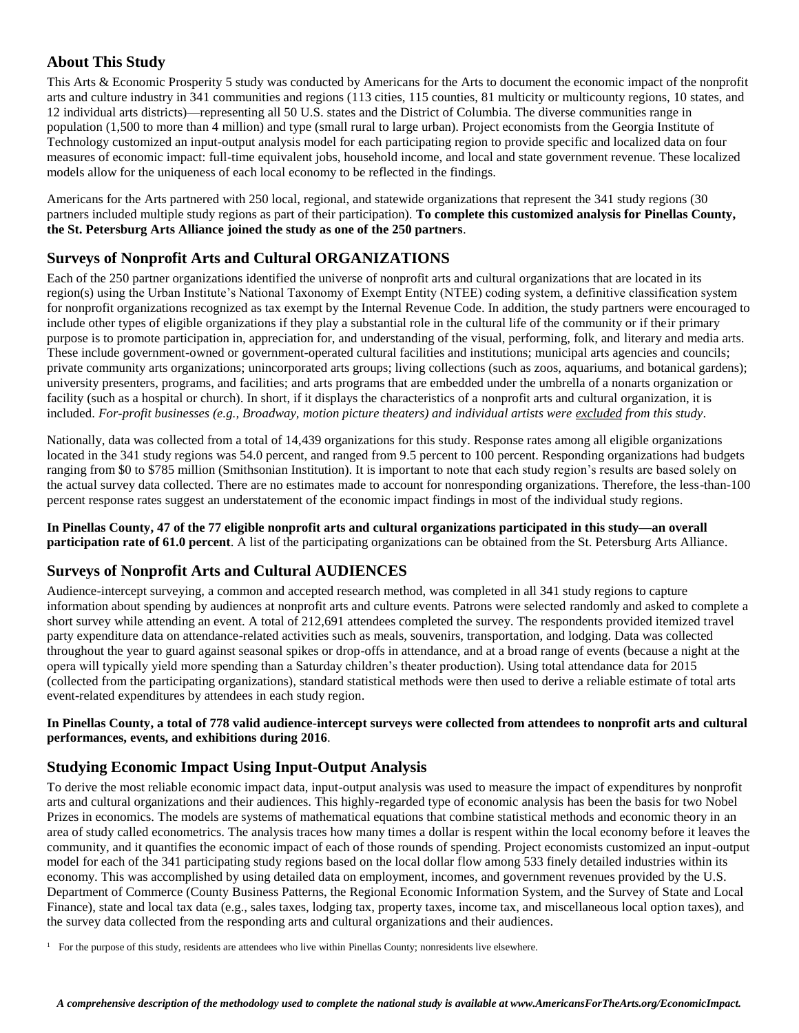## About This Study

This Arts & Economic Prosperity 5 study was conducted by Americans for the Arts to document the economic impact of the nonprofit arts and culture industry in 341 communities and regions (113 cities, 115 counties, 81 multicity or multicounty regions, 10 states, and 12 individual arts districts)—representing all 50 U.S. states and the District of Columbia. The diverse communities range in population (1,500 to more than 4 million) and type (small rural to large urban). Project economists from the Georgia Institute of Technology customized an input-output analysis model for each participating region to provide specific and localized data on four measures of economic impact: full-time equivalent jobs, household income, and local and state government revenue. These localized models allow for the uniqueness of each local economy to be reflected in the findings.

Americans for the Arts partnered with 250 local, regional, and statewide organizations that represent the 341 study regions (30 partners included multiple study regions as part of their participation). **To complete this customized analysis for Pinellas County, the St. Petersburg Arts Alliance joined the study as one of the 250 partners**.

## Surveys of Nonprofit Arts and Cultural ORGANIZATIONS

Each of the 250 partner organizations identified the universe of nonprofit arts and cultural organizations that are located in its region(s) using the Urban Institute's National Taxonomy of Exempt Entity (NTEE) coding system, a definitive classification system for nonprofit organizations recognized as tax exempt by the Internal Revenue Code. In addition, the study partners were encouraged to include other types of eligible organizations if they play a substantial role in the cultural life of the community or if their primary purpose is to promote participation in, appreciation for, and understanding of the visual, performing, folk, and literary and media arts. These include government-owned or government-operated cultural facilities and institutions; municipal arts agencies and councils; private community arts organizations; unincorporated arts groups; living collections (such as zoos, aquariums, and botanical gardens); university presenters, programs, and facilities; and arts programs that are embedded under the umbrella of a nonarts organization or facility (such as a hospital or church). In short, if it displays the characteristics of a nonprofit arts and cultural organization, it is included. *For-profit businesses (e.g., Broadway, motion picture theaters) and individual artists were excluded from this study*.

Nationally, data was collected from a total of 14,439 organizations for this study. Response rates among all eligible organizations located in the 341 study regions was 54.0 percent, and ranged from 9.5 percent to 100 percent. Responding organizations had budgets ranging from $0 to $785 million (Smithsonian Institution). It is important to note that each study region's results are based solely on the actual survey data collected. There are no estimates made to account for nonresponding organizations. Therefore, the less-than-100 percent response rates suggest an understatement of the economic impact findings in most of the individual study regions.

**In Pinellas County, 47 of the 77 eligible nonprofit arts and cultural organizations participated in this study—an overall participation rate of 61.0 percent**. A list of the participating organizations can be obtained from the St. Petersburg Arts Alliance.

## Surveys of Nonprofit Arts and Cultural AUDIENCES

Audience-intercept surveying, a common and accepted research method, was completed in all 341 study regions to capture information about spending by audiences at nonprofit arts and culture events. Patrons were selected randomly and asked to complete a short survey while attending an event. A total of 212,691 attendees completed the survey. The respondents provided itemized travel party expenditure data on attendance-related activities such as meals, souvenirs, transportation, and lodging. Data was collected throughout the year to guard against seasonal spikes or drop-offs in attendance, and at a broad range of events (because a night at the opera will typically yield more spending than a Saturday children's theater production). Using total attendance data for 2015 (collected from the participating organizations), standard statistical methods were then used to derive a reliable estimate of total arts event-related expenditures by attendees in each study region.

**In Pinellas County, a total of 778 valid audience-intercept surveys were collected from attendees to nonprofit arts and cultural performances, events, and exhibitions during 2016**.

## Studying Economic Impact Using Input-Output Analysis

To derive the most reliable economic impact data, input-output analysis was used to measure the impact of expenditures by nonprofit arts and cultural organizations and their audiences. This highly-regarded type of economic analysis has been the basis for two Nobel Prizes in economics. The models are systems of mathematical equations that combine statistical methods and economic theory in an area of study called econometrics. The analysis traces how many times a dollar is respent within the local economy before it leaves the community, and it quantifies the economic impact of each of those rounds of spending. Project economists customized an input-output model for each of the 341 participating study regions based on the local dollar flow among 533 finely detailed industries within its economy. This was accomplished by using detailed data on employment, incomes, and government revenues provided by the U.S. Department of Commerce (County Business Patterns, the Regional Economic Information System, and the Survey of State and Local Finance), state and local tax data (e.g., sales taxes, lodging tax, property taxes, income tax, and miscellaneous local option taxes), and the survey data collected from the responding arts and cultural organizations and their audiences.

[1] For the purpose of this study, residents are attendees who live within Pinellas County; nonresidents live elsewhere.

***A comprehensive description of the methodology used to complete the national study is available at www.AmericansForTheArts.org/EconomicImpact.***